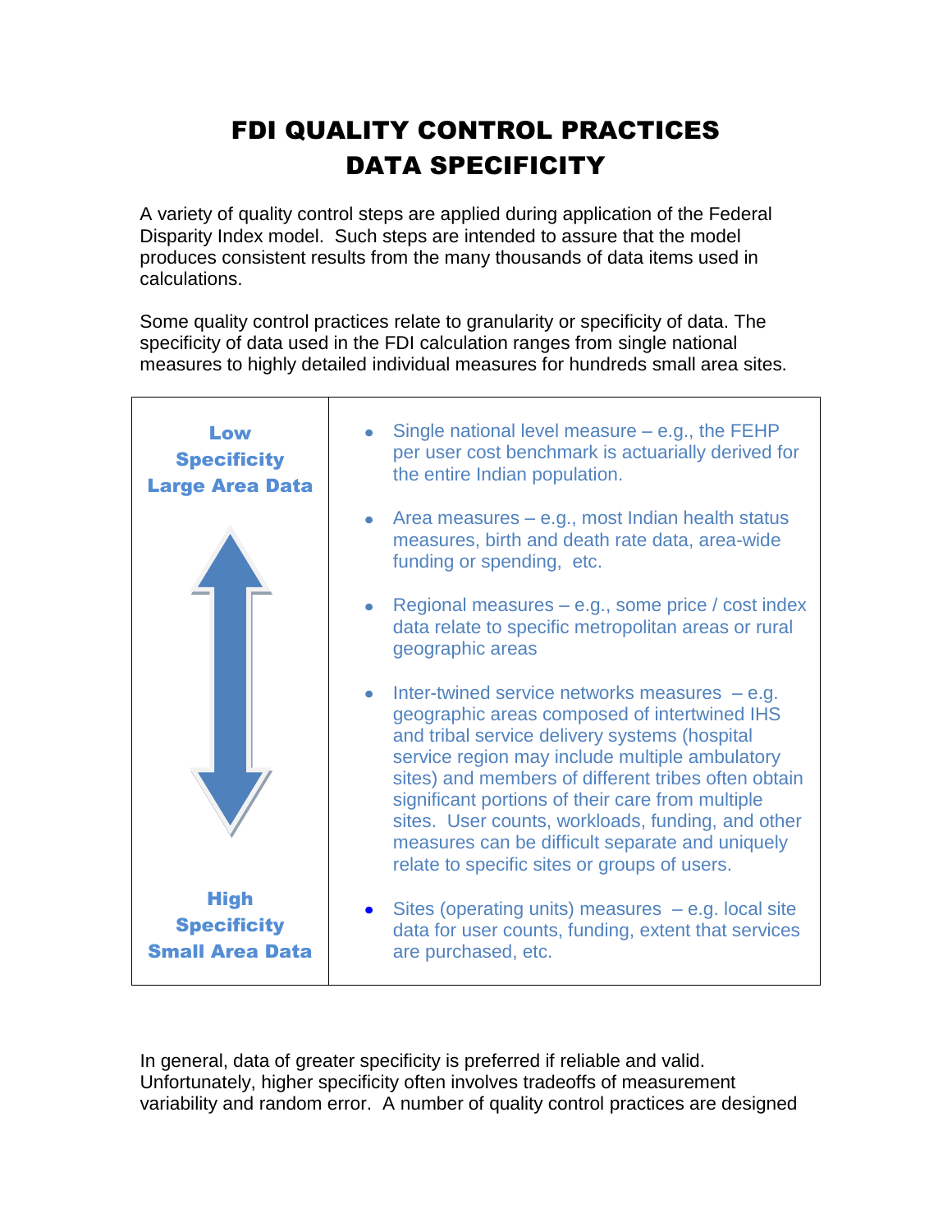# FDI QUALITY CONTROL PRACTICES
# DATA SPECIFICITY

A variety of quality control steps are applied during application of the Federal Disparity Index model. Such steps are intended to assure that the model produces consistent results from the many thousands of data items used in calculations.

Some quality control practices relate to granularity or specificity of data. The specificity of data used in the FDI calculation ranges from single national measures to highly detailed individual measures for hundreds small area sites.

| **Low Specificity Large Area Data** ↕ **High Specificity Small Area Data** | |
|---|---|
| **Low Specificity Large Area Data** | • Single national level measure – e.g., the FEHP per user cost benchmark is actuarially derived for the entire Indian population. |
| | • Area measures – e.g., most Indian health status measures, birth and death rate data, area-wide funding or spending, etc. |
| | • Regional measures – e.g., some price / cost index data relate to specific metropolitan areas or rural geographic areas |
| | • Inter-twined service networks measures – e.g. geographic areas composed of intertwined IHS and tribal service delivery systems (hospital service region may include multiple ambulatory sites) and members of different tribes often obtain significant portions of their care from multiple sites. User counts, workloads, funding, and other measures can be difficult separate and uniquely relate to specific sites or groups of users. |
| **High Specificity Small Area Data** | • Sites (operating units) measures – e.g. local site data for user counts, funding, extent that services are purchased, etc. |

In general, data of greater specificity is preferred if reliable and valid. Unfortunately, higher specificity often involves tradeoffs of measurement variability and random error. A number of quality control practices are designed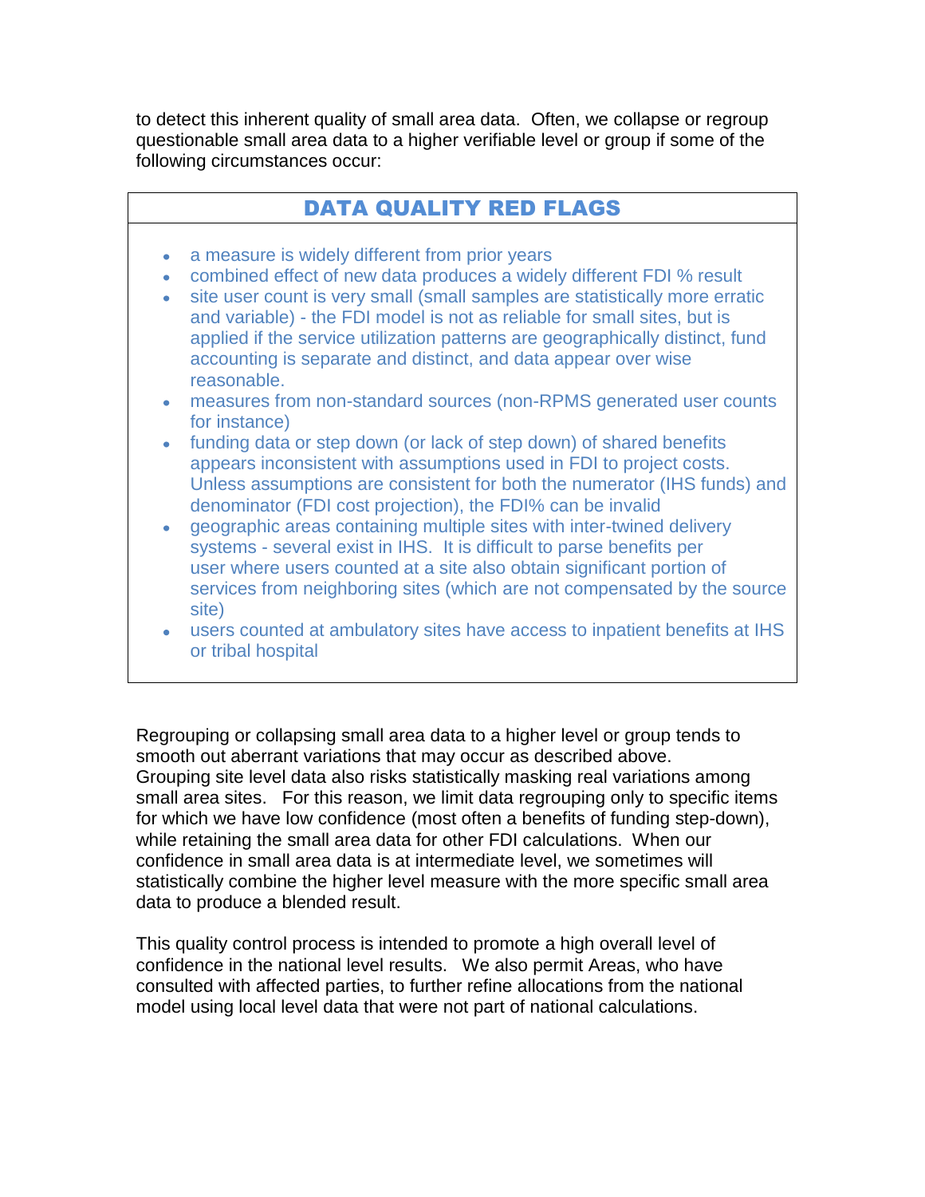to detect this inherent quality of small area data. Often, we collapse or regroup questionable small area data to a higher verifiable level or group if some of the following circumstances occur:

## DATA QUALITY RED FLAGS

- a measure is widely different from prior years
- combined effect of new data produces a widely different FDI % result
- site user count is very small (small samples are statistically more erratic and variable) - the FDI model is not as reliable for small sites, but is applied if the service utilization patterns are geographically distinct, fund accounting is separate and distinct, and data appear over wise reasonable.
- measures from non-standard sources (non-RPMS generated user counts for instance)
- funding data or step down (or lack of step down) of shared benefits appears inconsistent with assumptions used in FDI to project costs. Unless assumptions are consistent for both the numerator (IHS funds) and denominator (FDI cost projection), the FDI% can be invalid
- geographic areas containing multiple sites with inter-twined delivery systems - several exist in IHS. It is difficult to parse benefits per user where users counted at a site also obtain significant portion of services from neighboring sites (which are not compensated by the source site)
- users counted at ambulatory sites have access to inpatient benefits at IHS or tribal hospital

Regrouping or collapsing small area data to a higher level or group tends to smooth out aberrant variations that may occur as described above. Grouping site level data also risks statistically masking real variations among small area sites. For this reason, we limit data regrouping only to specific items for which we have low confidence (most often a benefits of funding step-down), while retaining the small area data for other FDI calculations. When our confidence in small area data is at intermediate level, we sometimes will statistically combine the higher level measure with the more specific small area data to produce a blended result.

This quality control process is intended to promote a high overall level of confidence in the national level results. We also permit Areas, who have consulted with affected parties, to further refine allocations from the national model using local level data that were not part of national calculations.